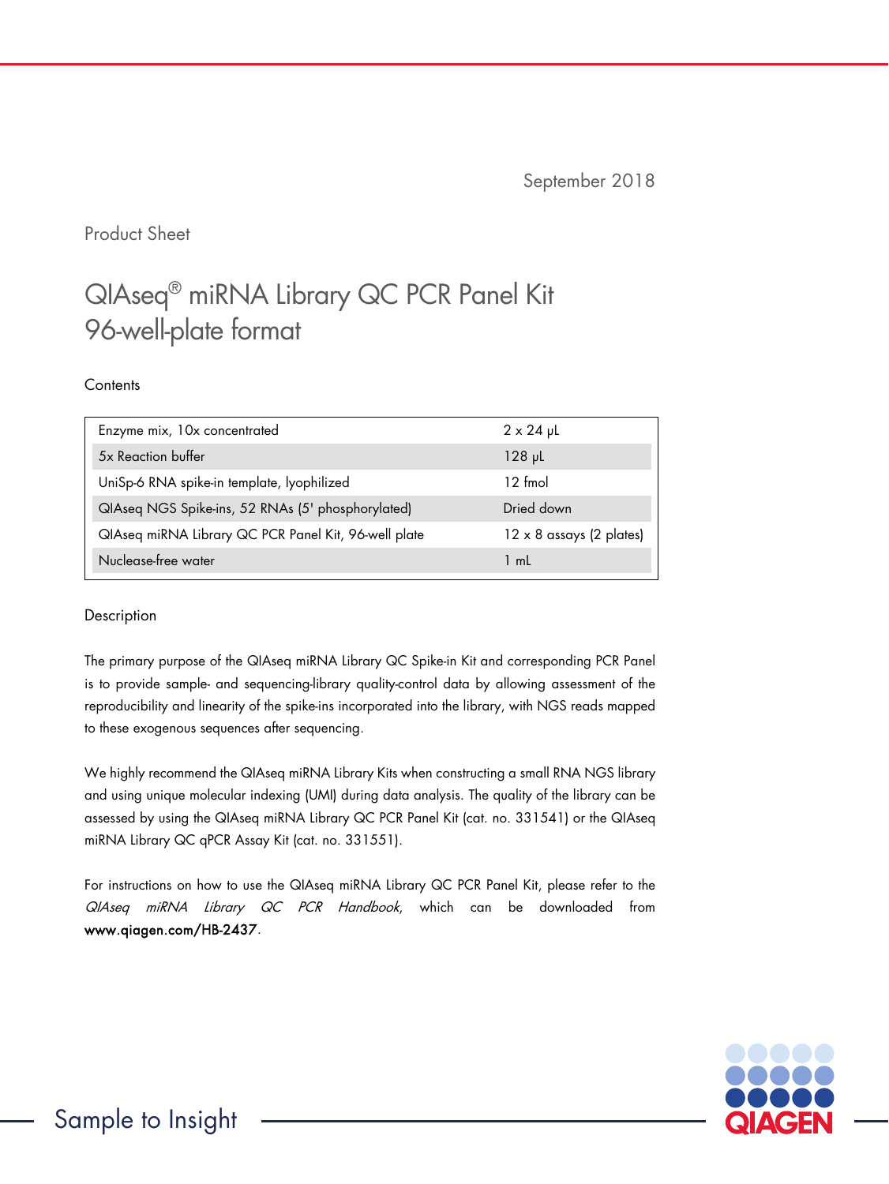September 2018

Product Sheet

# QIAseq® miRNA Library QC PCR Panel Kit 96-well-plate format

## Contents

| | |
|---|---|
| Enzyme mix, 10x concentrated | 2 x 24 µL |
| 5x Reaction buffer | 128 µL |
| UniSp-6 RNA spike-in template, lyophilized | 12 fmol |
| QIAseq NGS Spike-ins, 52 RNAs (5' phosphorylated) | Dried down |
| QIAseq miRNA Library QC PCR Panel Kit, 96-well plate | 12 x 8 assays (2 plates) |
| Nuclease-free water | 1 mL |

## Description

The primary purpose of the QIAseq miRNA Library QC Spike-in Kit and corresponding PCR Panel is to provide sample- and sequencing-library quality-control data by allowing assessment of the reproducibility and linearity of the spike-ins incorporated into the library, with NGS reads mapped to these exogenous sequences after sequencing.

We highly recommend the QIAseq miRNA Library Kits when constructing a small RNA NGS library and using unique molecular indexing (UMI) during data analysis. The quality of the library can be assessed by using the QIAseq miRNA Library QC PCR Panel Kit (cat. no. 331541) or the QIAseq miRNA Library QC qPCR Assay Kit (cat. no. 331551).

For instructions on how to use the QIAseq miRNA Library QC PCR Panel Kit, please refer to the *QIAseq miRNA Library QC PCR Handbook*, which can be downloaded from **www.qiagen.com/HB-2437**.

Sample to Insight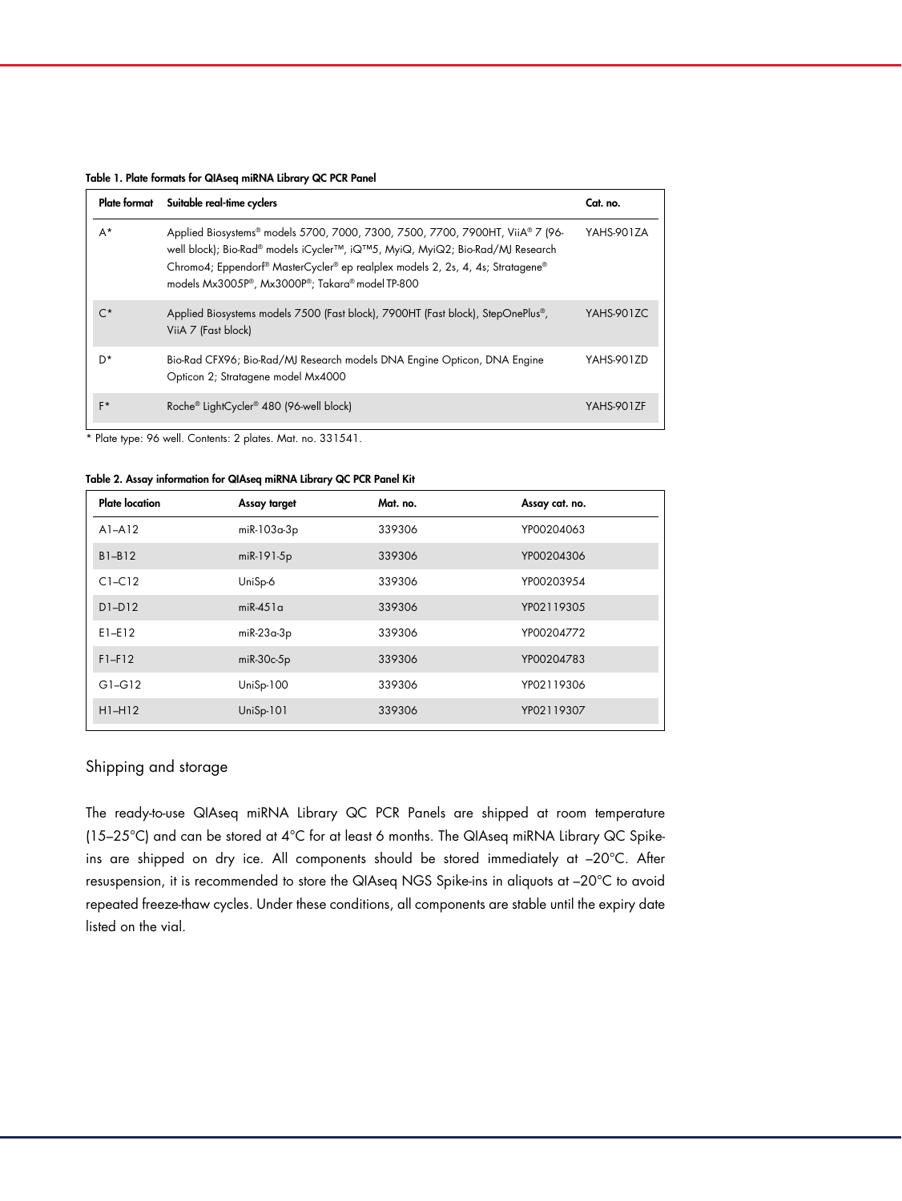**Table 1. Plate formats for QIAseq miRNA Library QC PCR Panel**

| Plate format | Suitable real-time cyclers | Cat. no. |
|---|---|---|
| A* | Applied Biosystems® models 5700, 7000, 7300, 7500, 7700, 7900HT, ViiA® 7 (96-well block); Bio-Rad® models iCycler™, iQ™5, MyiQ, MyiQ2; Bio-Rad/MJ Research Chromo4; Eppendorf® MasterCycler® ep realplex models 2, 2s, 4, 4s; Stratagene® models Mx3005P®, Mx3000P®; Takara® model TP-800 | YAHS-901ZA |
| C* | Applied Biosystems models 7500 (Fast block), 7900HT (Fast block), StepOnePlus®, ViiA 7 (Fast block) | YAHS-901ZC |
| D* | Bio-Rad CFX96; Bio-Rad/MJ Research models DNA Engine Opticon, DNA Engine Opticon 2; Stratagene model Mx4000 | YAHS-901ZD |
| F* | Roche® LightCycler® 480 (96-well block) | YAHS-901ZF |

\* Plate type: 96 well. Contents: 2 plates. Mat. no. 331541.

**Table 2. Assay information for QIAseq miRNA Library QC PCR Panel Kit**

| Plate location | Assay target | Mat. no. | Assay cat. no. |
|---|---|---|---|
| A1–A12 | miR-103a-3p | 339306 | YP00204063 |
| B1–B12 | miR-191-5p | 339306 | YP00204306 |
| C1–C12 | UniSp-6 | 339306 | YP00203954 |
| D1–D12 | miR-451a | 339306 | YP02119305 |
| E1–E12 | miR-23a-3p | 339306 | YP00204772 |
| F1–F12 | miR-30c-5p | 339306 | YP00204783 |
| G1–G12 | UniSp-100 | 339306 | YP02119306 |
| H1–H12 | UniSp-101 | 339306 | YP02119307 |

## Shipping and storage

The ready-to-use QIAseq miRNA Library QC PCR Panels are shipped at room temperature (15–25°C) and can be stored at 4°C for at least 6 months. The QIAseq miRNA Library QC Spike-ins are shipped on dry ice. All components should be stored immediately at –20°C. After resuspension, it is recommended to store the QIAseq NGS Spike-ins in aliquots at –20°C to avoid repeated freeze-thaw cycles. Under these conditions, all components are stable until the expiry date listed on the vial.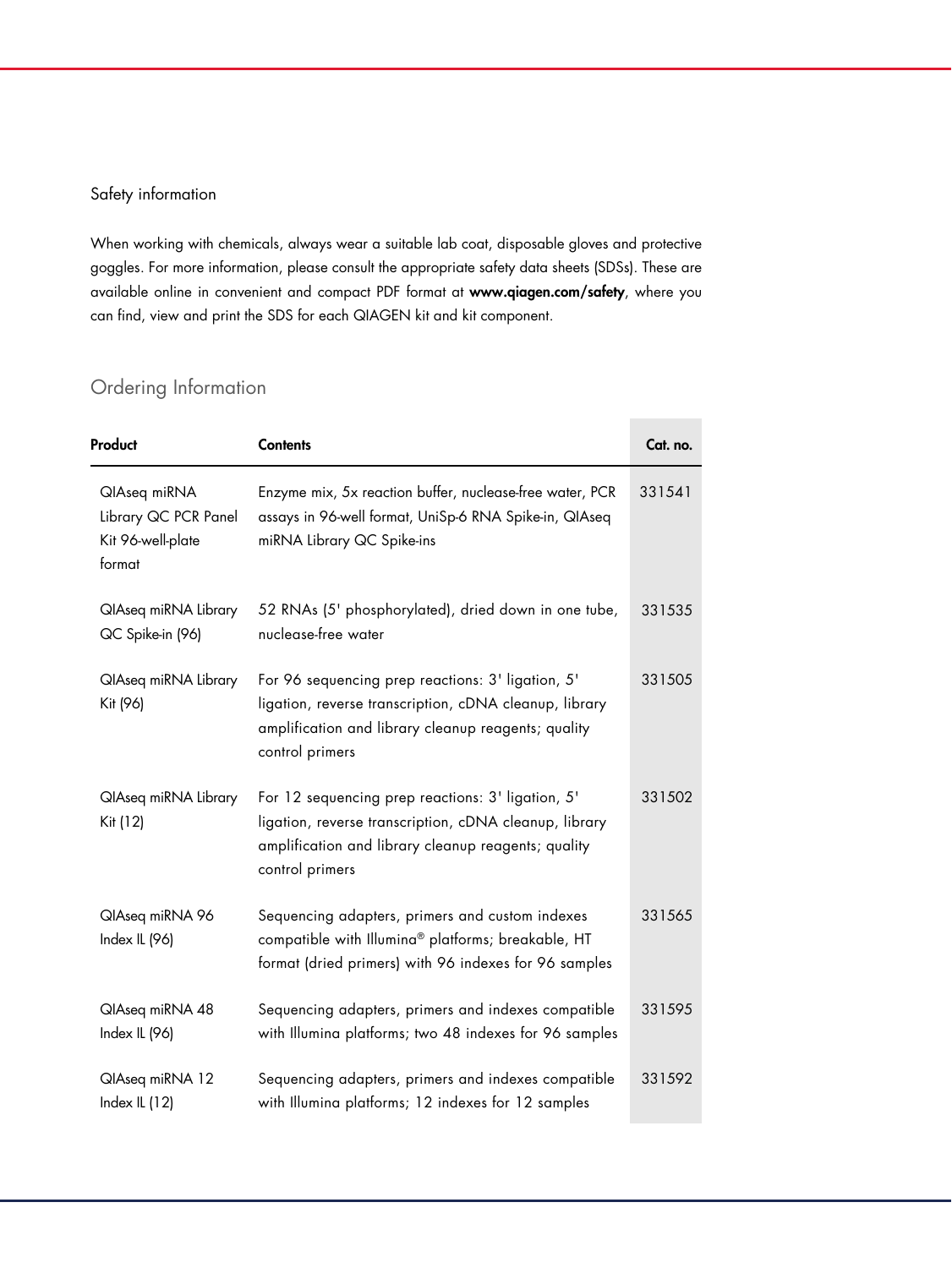## Safety information

When working with chemicals, always wear a suitable lab coat, disposable gloves and protective goggles. For more information, please consult the appropriate safety data sheets (SDSs). These are available online in convenient and compact PDF format at **www.qiagen.com/safety**, where you can find, view and print the SDS for each QIAGEN kit and kit component.

## Ordering Information

| Product | Contents | Cat. no. |
|---|---|---|
| QIAseq miRNA Library QC PCR Panel Kit 96-well-plate format | Enzyme mix, 5x reaction buffer, nuclease-free water, PCR assays in 96-well format, UniSp-6 RNA Spike-in, QIAseq miRNA Library QC Spike-ins | 331541 |
| QIAseq miRNA Library QC Spike-in (96) | 52 RNAs (5' phosphorylated), dried down in one tube, nuclease-free water | 331535 |
| QIAseq miRNA Library Kit (96) | For 96 sequencing prep reactions: 3' ligation, 5' ligation, reverse transcription, cDNA cleanup, library amplification and library cleanup reagents; quality control primers | 331505 |
| QIAseq miRNA Library Kit (12) | For 12 sequencing prep reactions: 3' ligation, 5' ligation, reverse transcription, cDNA cleanup, library amplification and library cleanup reagents; quality control primers | 331502 |
| QIAseq miRNA 96 Index IL (96) | Sequencing adapters, primers and custom indexes compatible with Illumina® platforms; breakable, HT format (dried primers) with 96 indexes for 96 samples | 331565 |
| QIAseq miRNA 48 Index IL (96) | Sequencing adapters, primers and indexes compatible with Illumina platforms; two 48 indexes for 96 samples | 331595 |
| QIAseq miRNA 12 Index IL (12) | Sequencing adapters, primers and indexes compatible with Illumina platforms; 12 indexes for 12 samples | 331592 |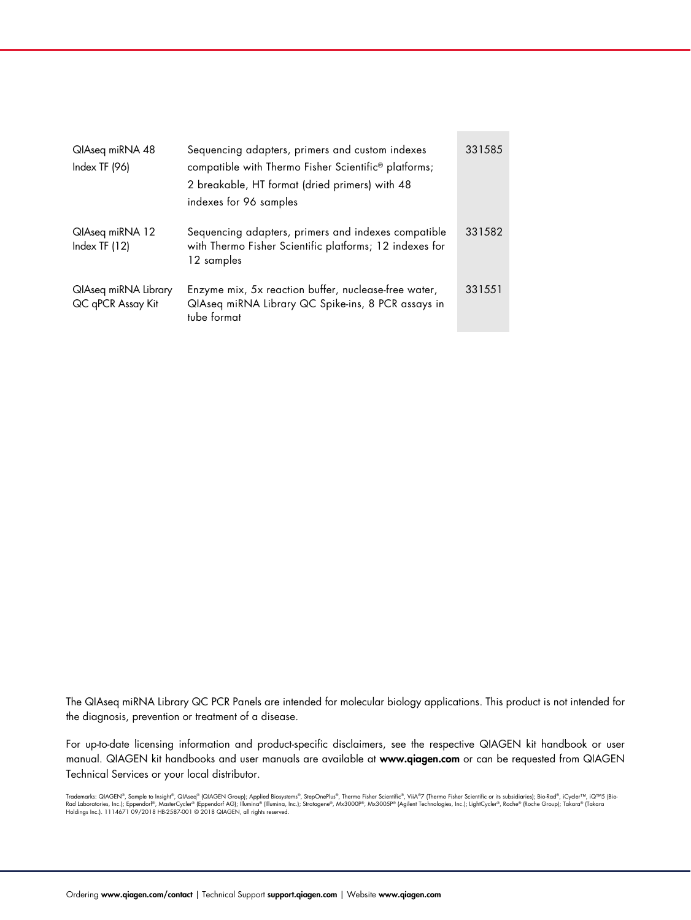| | | |
|---|---|---|
| QIAseq miRNA 48 Index TF (96) | Sequencing adapters, primers and custom indexes compatible with Thermo Fisher Scientific® platforms; 2 breakable, HT format (dried primers) with 48 indexes for 96 samples | 331585 |
| QIAseq miRNA 12 Index TF (12) | Sequencing adapters, primers and indexes compatible with Thermo Fisher Scientific platforms; 12 indexes for 12 samples | 331582 |
| QIAseq miRNA Library QC qPCR Assay Kit | Enzyme mix, 5x reaction buffer, nuclease-free water, QIAseq miRNA Library QC Spike-ins, 8 PCR assays in tube format | 331551 |

The QIAseq miRNA Library QC PCR Panels are intended for molecular biology applications. This product is not intended for the diagnosis, prevention or treatment of a disease.

For up-to-date licensing information and product-specific disclaimers, see the respective QIAGEN kit handbook or user manual. QIAGEN kit handbooks and user manuals are available at **www.qiagen.com** or can be requested from QIAGEN Technical Services or your local distributor.

Trademarks: QIAGEN®, Sample to Insight®, QIAseq® (QIAGEN Group); Applied Biosystems®, StepOnePlus®, Thermo Fisher Scientific®, ViiA®7 (Thermo Fisher Scientific or its subsidiaries); Bio-Rad®, iCycler™, iQ™5 (Bio-Rad Laboratories, Inc.); Eppendorf®, MasterCycler® (Eppendorf AG); Illumina® (Illumina, Inc.); Stratagene®, Mx3000P®, Mx3005P® (Agilent Technologies, Inc.); LightCycler®, Roche® (Roche Group); Takara® (Takara Holdings Inc.). 1114671 09/2018 HB-2587-001 © 2018 QIAGEN, all rights reserved.

Ordering **www.qiagen.com/contact** | Technical Support **support.qiagen.com** | Website **www.qiagen.com**